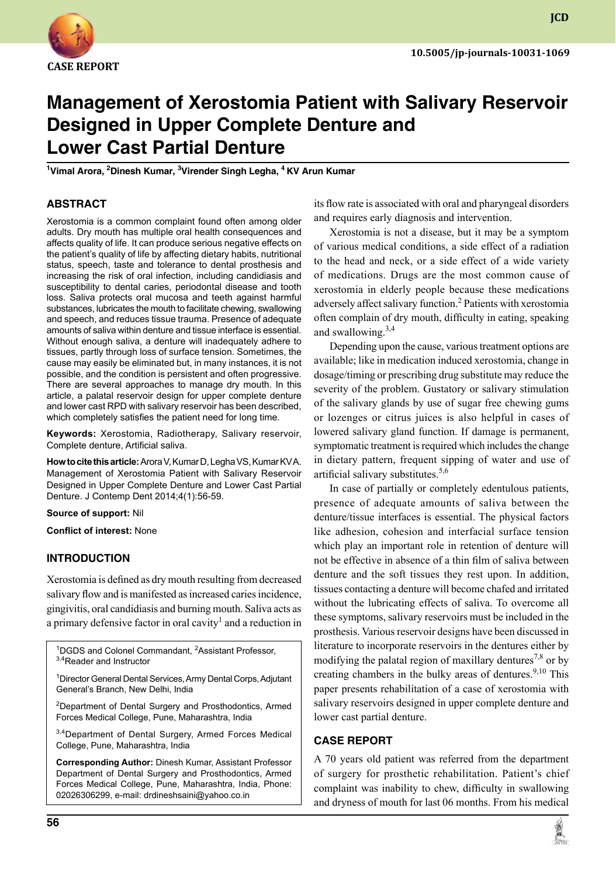CASE REPORT

10.5005/jp-journals-10031-1069

# Management of Xerostomia Patient with Salivary Reservoir Designed in Upper Complete Denture and Lower Cast Partial Denture

[1]Vimal Arora, [2]Dinesh Kumar, [3]Virender Singh Legha, [4]KV Arun Kumar

## ABSTRACT

Xerostomia is a common complaint found often among older adults. Dry mouth has multiple oral health consequences and affects quality of life. It can produce serious negative effects on the patient's quality of life by affecting dietary habits, nutritional status, speech, taste and tolerance to dental prosthesis and increasing the risk of oral infection, including candidiasis and susceptibility to dental caries, periodontal disease and tooth loss. Saliva protects oral mucosa and teeth against harmful substances, lubricates the mouth to facilitate chewing, swallowing and speech, and reduces tissue trauma. Presence of adequate amounts of saliva within denture and tissue interface is essential. Without enough saliva, a denture will inadequately adhere to tissues, partly through loss of surface tension. Sometimes, the cause may easily be eliminated but, in many instances, it is not possible, and the condition is persistent and often progressive. There are several approaches to manage dry mouth. In this article, a palatal reservoir design for upper complete denture and lower cast RPD with salivary reservoir has been described, which completely satisfies the patient need for long time.

**Keywords:** Xerostomia, Radiotherapy, Salivary reservoir, Complete denture, Artificial saliva.

**How to cite this article:** Arora V, Kumar D, Legha VS, Kumar KVA. Management of Xerostomia Patient with Salivary Reservoir Designed in Upper Complete Denture and Lower Cast Partial Denture. J Contemp Dent 2014;4(1):56-59.

**Source of support:** Nil

**Conflict of interest:** None

## INTRODUCTION

Xerostomia is defined as dry mouth resulting from decreased salivary flow and is manifested as increased caries incidence, gingivitis, oral candidiasis and burning mouth. Saliva acts as a primary defensive factor in oral cavity[1] and a reduction in its flow rate is associated with oral and pharyngeal disorders and requires early diagnosis and intervention.

Xerostomia is not a disease, but it may be a symptom of various medical conditions, a side effect of a radiation to the head and neck, or a side effect of a wide variety of medications. Drugs are the most common cause of xerostomia in elderly people because these medications adversely affect salivary function.[2] Patients with xerostomia often complain of dry mouth, difficulty in eating, speaking and swallowing.[3,4]

Depending upon the cause, various treatment options are available; like in medication induced xerostomia, change in dosage/timing or prescribing drug substitute may reduce the severity of the problem. Gustatory or salivary stimulation of the salivary glands by use of sugar free chewing gums or lozenges or citrus juices is also helpful in cases of lowered salivary gland function. If damage is permanent, symptomatic treatment is required which includes the change in dietary pattern, frequent sipping of water and use of artificial salivary substitutes.[5,6]

In case of partially or completely edentulous patients, presence of adequate amounts of saliva between the denture/tissue interfaces is essential. The physical factors like adhesion, cohesion and interfacial surface tension which play an important role in retention of denture will not be effective in absence of a thin film of saliva between denture and the soft tissues they rest upon. In addition, tissues contacting a denture will become chafed and irritated without the lubricating effects of saliva. To overcome all these symptoms, salivary reservoirs must be included in the prosthesis. Various reservoir designs have been discussed in literature to incorporate reservoirs in the dentures either by modifying the palatal region of maxillary dentures[7,8] or by creating chambers in the bulky areas of dentures.[9,10] This paper presents rehabilitation of a case of xerostomia with salivary reservoirs designed in upper complete denture and lower cast partial denture.

## CASE REPORT

A 70 years old patient was referred from the department of surgery for prosthetic rehabilitation. Patient's chief complaint was inability to chew, difficulty in swallowing and dryness of mouth for last 06 months. From his medical

---

[1]DGDS and Colonel Commandant, [2]Assistant Professor, [3,4]Reader and Instructor

[1]Director General Dental Services, Army Dental Corps, Adjutant General's Branch, New Delhi, India

[2]Department of Dental Surgery and Prosthodontics, Armed Forces Medical College, Pune, Maharashtra, India

[3,4]Department of Dental Surgery, Armed Forces Medical College, Pune, Maharashtra, India

**Corresponding Author:** Dinesh Kumar, Assistant Professor Department of Dental Surgery and Prosthodontics, Armed Forces Medical College, Pune, Maharashtra, India, Phone: 02026306299, e-mail: drdineshsaini@yahoo.co.in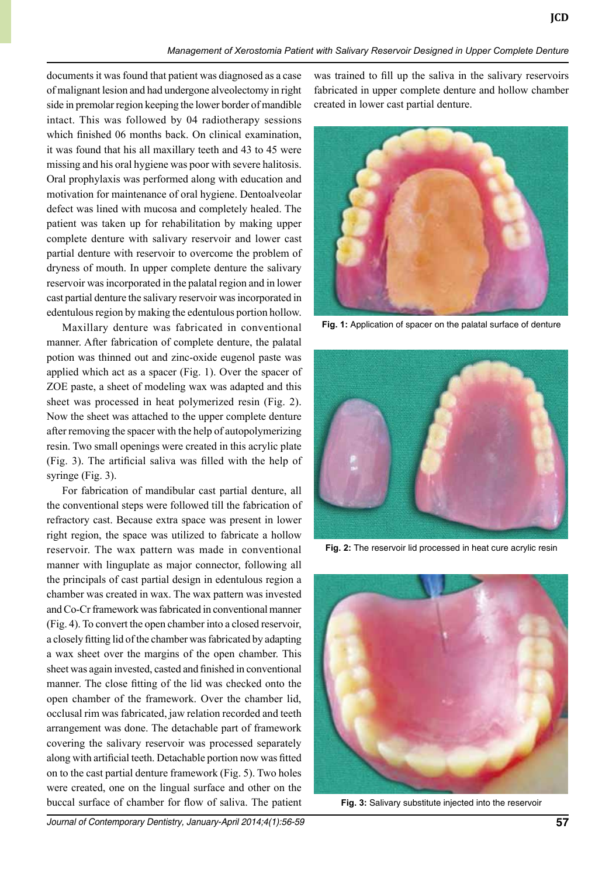documents it was found that patient was diagnosed as a case of malignant lesion and had undergone alveolectomy in right side in premolar region keeping the lower border of mandible intact. This was followed by 04 radiotherapy sessions which finished 06 months back. On clinical examination, it was found that his all maxillary teeth and 43 to 45 were missing and his oral hygiene was poor with severe halitosis. Oral prophylaxis was performed along with education and motivation for maintenance of oral hygiene. Dentoalveolar defect was lined with mucosa and completely healed. The patient was taken up for rehabilitation by making upper complete denture with salivary reservoir and lower cast partial denture with reservoir to overcome the problem of dryness of mouth. In upper complete denture the salivary reservoir was incorporated in the palatal region and in lower cast partial denture the salivary reservoir was incorporated in edentulous region by making the edentulous portion hollow.

Maxillary denture was fabricated in conventional manner. After fabrication of complete denture, the palatal potion was thinned out and zinc-oxide eugenol paste was applied which act as a spacer (Fig. 1). Over the spacer of ZOE paste, a sheet of modeling wax was adapted and this sheet was processed in heat polymerized resin (Fig. 2). Now the sheet was attached to the upper complete denture after removing the spacer with the help of autopolymerizing resin. Two small openings were created in this acrylic plate (Fig. 3). The artificial saliva was filled with the help of syringe (Fig. 3).

For fabrication of mandibular cast partial denture, all the conventional steps were followed till the fabrication of refractory cast. Because extra space was present in lower right region, the space was utilized to fabricate a hollow reservoir. The wax pattern was made in conventional manner with linguplate as major connector, following all the principals of cast partial design in edentulous region a chamber was created in wax. The wax pattern was invested and Co-Cr framework was fabricated in conventional manner (Fig. 4). To convert the open chamber into a closed reservoir, a closely fitting lid of the chamber was fabricated by adapting a wax sheet over the margins of the open chamber. This sheet was again invested, casted and finished in conventional manner. The close fitting of the lid was checked onto the open chamber of the framework. Over the chamber lid, occlusal rim was fabricated, jaw relation recorded and teeth arrangement was done. The detachable part of framework covering the salivary reservoir was processed separately along with artificial teeth. Detachable portion now was fitted on to the cast partial denture framework (Fig. 5). Two holes were created, one on the lingual surface and other on the buccal surface of chamber for flow of saliva. The patient was trained to fill up the saliva in the salivary reservoirs fabricated in upper complete denture and hollow chamber created in lower cast partial denture.

**Fig. 1:** Application of spacer on the palatal surface of denture

**Fig. 2:** The reservoir lid processed in heat cure acrylic resin

**Fig. 3:** Salivary substitute injected into the reservoir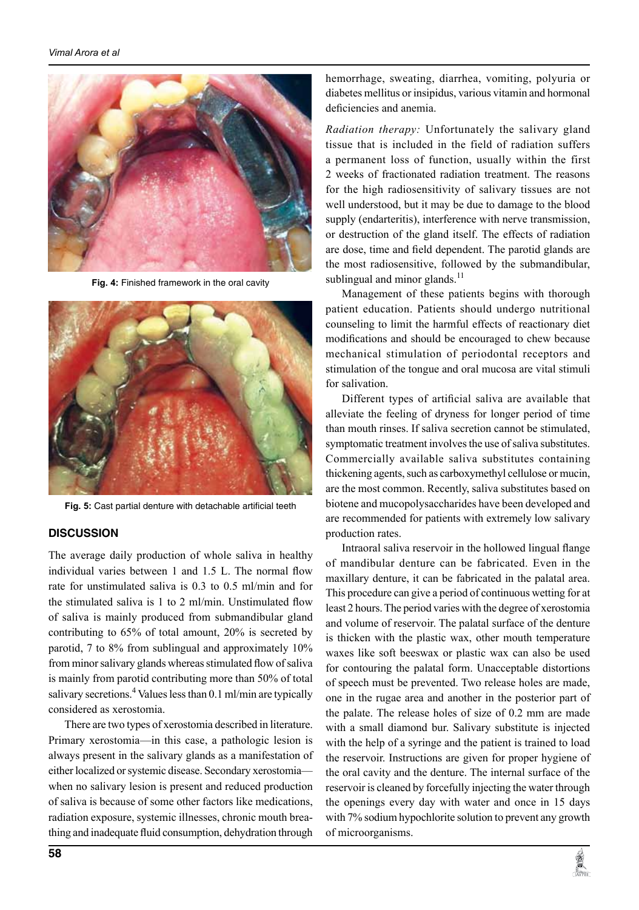Fig. 4: Finished framework in the oral cavity

Fig. 5: Cast partial denture with detachable artificial teeth

## DISCUSSION

The average daily production of whole saliva in healthy individual varies between 1 and 1.5 L. The normal flow rate for unstimulated saliva is 0.3 to 0.5 ml/min and for the stimulated saliva is 1 to 2 ml/min. Unstimulated flow of saliva is mainly produced from submandibular gland contributing to 65% of total amount, 20% is secreted by parotid, 7 to 8% from sublingual and approximately 10% from minor salivary glands whereas stimulated flow of saliva is mainly from parotid contributing more than 50% of total salivary secretions.[4] Values less than 0.1 ml/min are typically considered as xerostomia.

There are two types of xerostomia described in literature. Primary xerostomia—in this case, a pathologic lesion is always present in the salivary glands as a manifestation of either localized or systemic disease. Secondary xerostomia—when no salivary lesion is present and reduced production of saliva is because of some other factors like medications, radiation exposure, systemic illnesses, chronic mouth breathing and inadequate fluid consumption, dehydration through hemorrhage, sweating, diarrhea, vomiting, polyuria or diabetes mellitus or insipidus, various vitamin and hormonal deficiencies and anemia.

*Radiation therapy:* Unfortunately the salivary gland tissue that is included in the field of radiation suffers a permanent loss of function, usually within the first 2 weeks of fractionated radiation treatment. The reasons for the high radiosensitivity of salivary tissues are not well understood, but it may be due to damage to the blood supply (endarteritis), interference with nerve transmission, or destruction of the gland itself. The effects of radiation are dose, time and field dependent. The parotid glands are the most radiosensitive, followed by the submandibular, sublingual and minor glands.[11]

Management of these patients begins with thorough patient education. Patients should undergo nutritional counseling to limit the harmful effects of reactionary diet modifications and should be encouraged to chew because mechanical stimulation of periodontal receptors and stimulation of the tongue and oral mucosa are vital stimuli for salivation.

Different types of artificial saliva are available that alleviate the feeling of dryness for longer period of time than mouth rinses. If saliva secretion cannot be stimulated, symptomatic treatment involves the use of saliva substitutes. Commercially available saliva substitutes containing thickening agents, such as carboxymethyl cellulose or mucin, are the most common. Recently, saliva substitutes based on biotene and mucopolysaccharides have been developed and are recommended for patients with extremely low salivary production rates.

Intraoral saliva reservoir in the hollowed lingual flange of mandibular denture can be fabricated. Even in the maxillary denture, it can be fabricated in the palatal area. This procedure can give a period of continuous wetting for at least 2 hours. The period varies with the degree of xerostomia and volume of reservoir. The palatal surface of the denture is thicken with the plastic wax, other mouth temperature waxes like soft beeswax or plastic wax can also be used for contouring the palatal form. Unacceptable distortions of speech must be prevented. Two release holes are made, one in the rugae area and another in the posterior part of the palate. The release holes of size of 0.2 mm are made with a small diamond bur. Salivary substitute is injected with the help of a syringe and the patient is trained to load the reservoir. Instructions are given for proper hygiene of the oral cavity and the denture. The internal surface of the reservoir is cleaned by forcefully injecting the water through the openings every day with water and once in 15 days with 7% sodium hypochlorite solution to prevent any growth of microorganisms.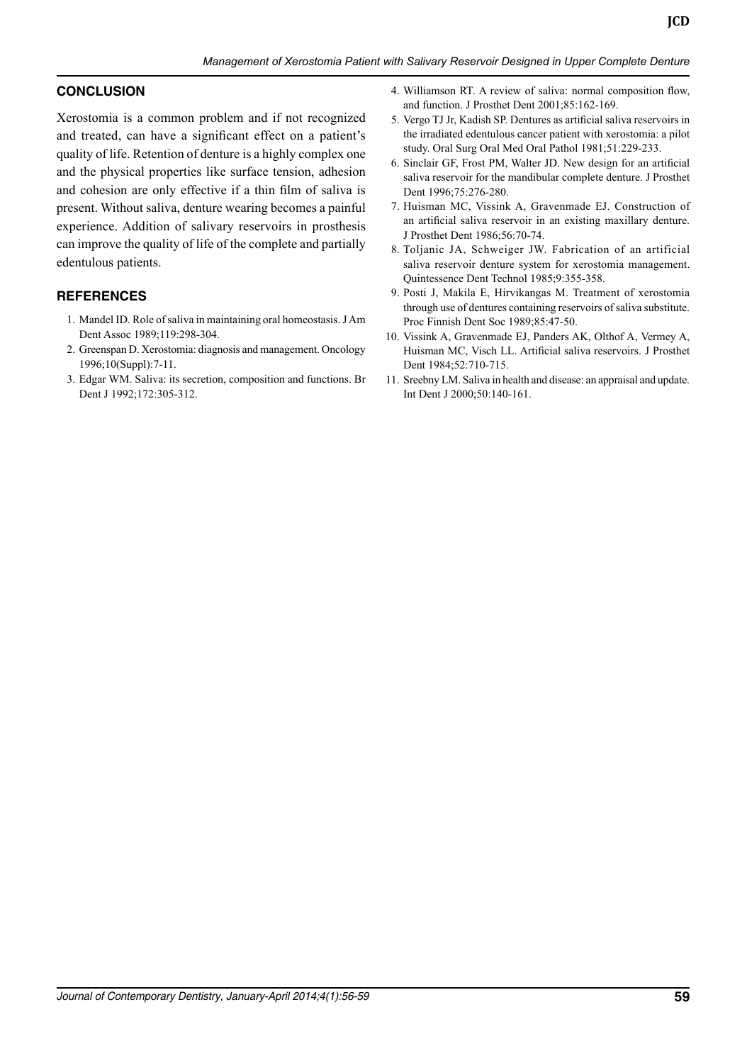## CONCLUSION

Xerostomia is a common problem and if not recognized and treated, can have a significant effect on a patient's quality of life. Retention of denture is a highly complex one and the physical properties like surface tension, adhesion and cohesion are only effective if a thin film of saliva is present. Without saliva, denture wearing becomes a painful experience. Addition of salivary reservoirs in prosthesis can improve the quality of life of the complete and partially edentulous patients.

## REFERENCES

1. Mandel ID. Role of saliva in maintaining oral homeostasis. J Am Dent Assoc 1989;119:298-304.
2. Greenspan D. Xerostomia: diagnosis and management. Oncology 1996;10(Suppl):7-11.
3. Edgar WM. Saliva: its secretion, composition and functions. Br Dent J 1992;172:305-312.
4. Williamson RT. A review of saliva: normal composition flow, and function. J Prosthet Dent 2001;85:162-169.
5. Vergo TJ Jr, Kadish SP. Dentures as artificial saliva reservoirs in the irradiated edentulous cancer patient with xerostomia: a pilot study. Oral Surg Oral Med Oral Pathol 1981;51:229-233.
6. Sinclair GF, Frost PM, Walter JD. New design for an artificial saliva reservoir for the mandibular complete denture. J Prosthet Dent 1996;75:276-280.
7. Huisman MC, Vissink A, Gravenmade EJ. Construction of an artificial saliva reservoir in an existing maxillary denture. J Prosthet Dent 1986;56:70-74.
8. Toljanic JA, Schweiger JW. Fabrication of an artificial saliva reservoir denture system for xerostomia management. Quintessence Dent Technol 1985;9:355-358.
9. Posti J, Makila E, Hirvikangas M. Treatment of xerostomia through use of dentures containing reservoirs of saliva substitute. Proc Finnish Dent Soc 1989;85:47-50.
10. Vissink A, Gravenmade EJ, Panders AK, Olthof A, Vermey A, Huisman MC, Visch LL. Artificial saliva reservoirs. J Prosthet Dent 1984;52:710-715.
11. Sreebny LM. Saliva in health and disease: an appraisal and update. Int Dent J 2000;50:140-161.